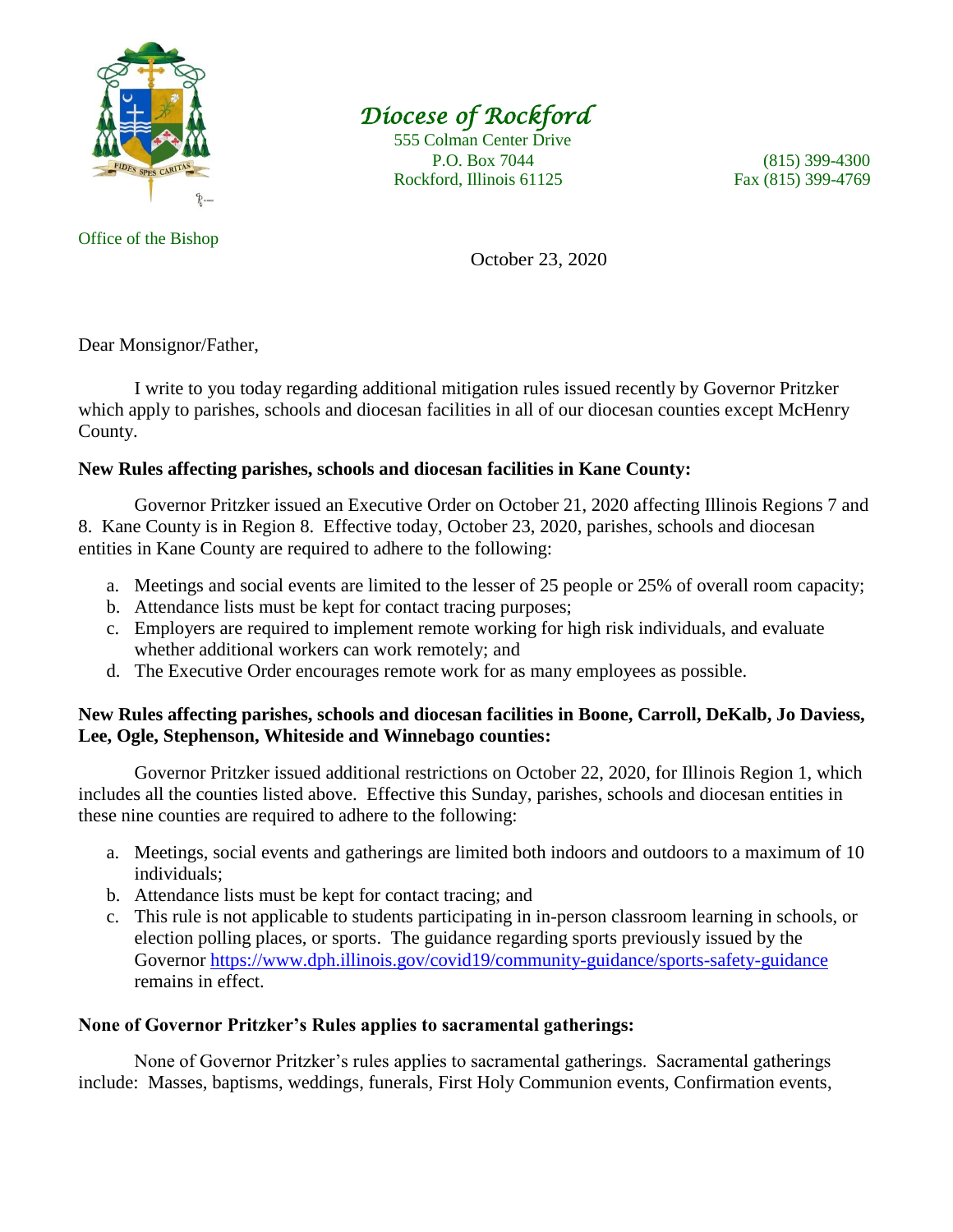*Diocese of Rockford*

555 Colman Center Drive
P.O. Box 7044
Rockford, Illinois 61125

(815) 399-4300
Fax (815) 399-4769

Office of the Bishop

October 23, 2020

Dear Monsignor/Father,

I write to you today regarding additional mitigation rules issued recently by Governor Pritzker which apply to parishes, schools and diocesan facilities in all of our diocesan counties except McHenry County.

**New Rules affecting parishes, schools and diocesan facilities in Kane County:**

Governor Pritzker issued an Executive Order on October 21, 2020 affecting Illinois Regions 7 and 8. Kane County is in Region 8. Effective today, October 23, 2020, parishes, schools and diocesan entities in Kane County are required to adhere to the following:

a. Meetings and social events are limited to the lesser of 25 people or 25% of overall room capacity;
b. Attendance lists must be kept for contact tracing purposes;
c. Employers are required to implement remote working for high risk individuals, and evaluate whether additional workers can work remotely; and
d. The Executive Order encourages remote work for as many employees as possible.

**New Rules affecting parishes, schools and diocesan facilities in Boone, Carroll, DeKalb, Jo Daviess, Lee, Ogle, Stephenson, Whiteside and Winnebago counties:**

Governor Pritzker issued additional restrictions on October 22, 2020, for Illinois Region 1, which includes all the counties listed above. Effective this Sunday, parishes, schools and diocesan entities in these nine counties are required to adhere to the following:

a. Meetings, social events and gatherings are limited both indoors and outdoors to a maximum of 10 individuals;
b. Attendance lists must be kept for contact tracing; and
c. This rule is not applicable to students participating in in-person classroom learning in schools, or election polling places, or sports. The guidance regarding sports previously issued by the Governor https://www.dph.illinois.gov/covid19/community-guidance/sports-safety-guidance remains in effect.

**None of Governor Pritzker's Rules applies to sacramental gatherings:**

None of Governor Pritzker's rules applies to sacramental gatherings. Sacramental gatherings include: Masses, baptisms, weddings, funerals, First Holy Communion events, Confirmation events,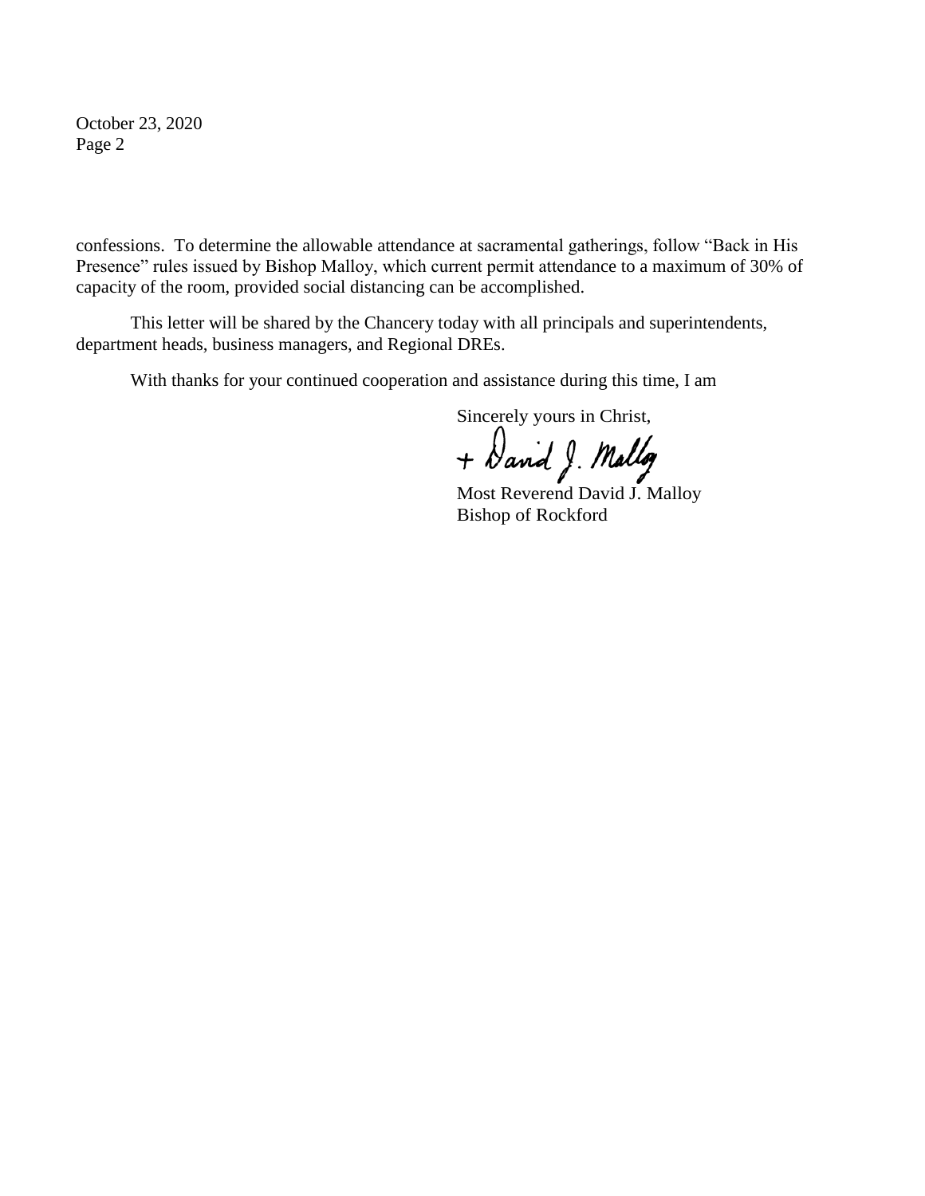confessions. To determine the allowable attendance at sacramental gatherings, follow "Back in His Presence" rules issued by Bishop Malloy, which current permit attendance to a maximum of 30% of capacity of the room, provided social distancing can be accomplished.

This letter will be shared by the Chancery today with all principals and superintendents, department heads, business managers, and Regional DREs.

With thanks for your continued cooperation and assistance during this time, I am

Sincerely yours in Christ,

+ David J. Malloy

Most Reverend David J. Malloy
Bishop of Rockford